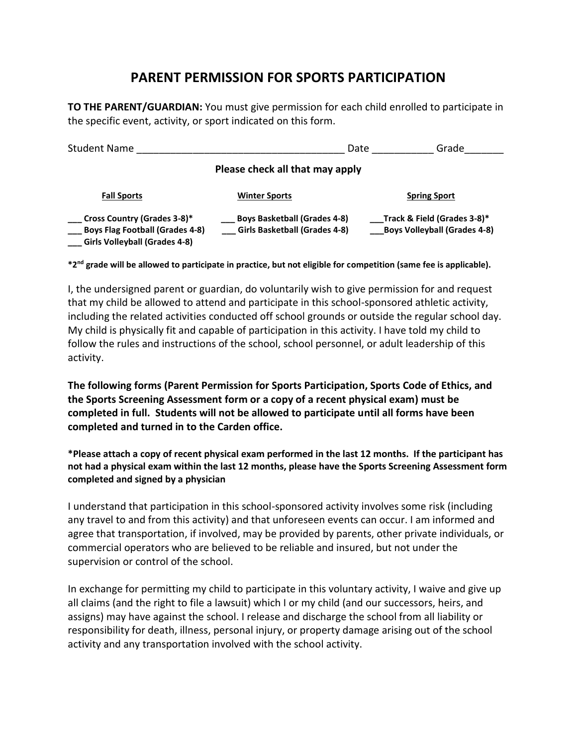# PARENT PERMISSION FOR SPORTS PARTICIPATION

**TO THE PARENT/GUARDIAN:** You must give permission for each child enrolled to participate in the specific event, activity, or sport indicated on this form.

Student Name ____________________________________ Date ___________ Grade_______

**Please check all that may apply**

| **Fall Sports** | **Winter Sports** | **Spring Sport** |
|---|---|---|
| ___ **Cross Country (Grades 3-8)*** | ___ **Boys Basketball (Grades 4-8)** | ___**Track & Field (Grades 3-8)*** |
| ___ **Boys Flag Football (Grades 4-8)** | ___ **Girls Basketball (Grades 4-8)** | ___**Boys Volleyball (Grades 4-8)** |
| ___ **Girls Volleyball (Grades 4-8)** | | |

**\*2nd grade will be allowed to participate in practice, but not eligible for competition (same fee is applicable).**

I, the undersigned parent or guardian, do voluntarily wish to give permission for and request that my child be allowed to attend and participate in this school-sponsored athletic activity, including the related activities conducted off school grounds or outside the regular school day. My child is physically fit and capable of participation in this activity. I have told my child to follow the rules and instructions of the school, school personnel, or adult leadership of this activity.

**The following forms (Parent Permission for Sports Participation, Sports Code of Ethics, and the Sports Screening Assessment form or a copy of a recent physical exam) must be completed in full. Students will not be allowed to participate until all forms have been completed and turned in to the Carden office.**

**\*Please attach a copy of recent physical exam performed in the last 12 months. If the participant has not had a physical exam within the last 12 months, please have the Sports Screening Assessment form completed and signed by a physician**

I understand that participation in this school-sponsored activity involves some risk (including any travel to and from this activity) and that unforeseen events can occur. I am informed and agree that transportation, if involved, may be provided by parents, other private individuals, or commercial operators who are believed to be reliable and insured, but not under the supervision or control of the school.

In exchange for permitting my child to participate in this voluntary activity, I waive and give up all claims (and the right to file a lawsuit) which I or my child (and our successors, heirs, and assigns) may have against the school. I release and discharge the school from all liability or responsibility for death, illness, personal injury, or property damage arising out of the school activity and any transportation involved with the school activity.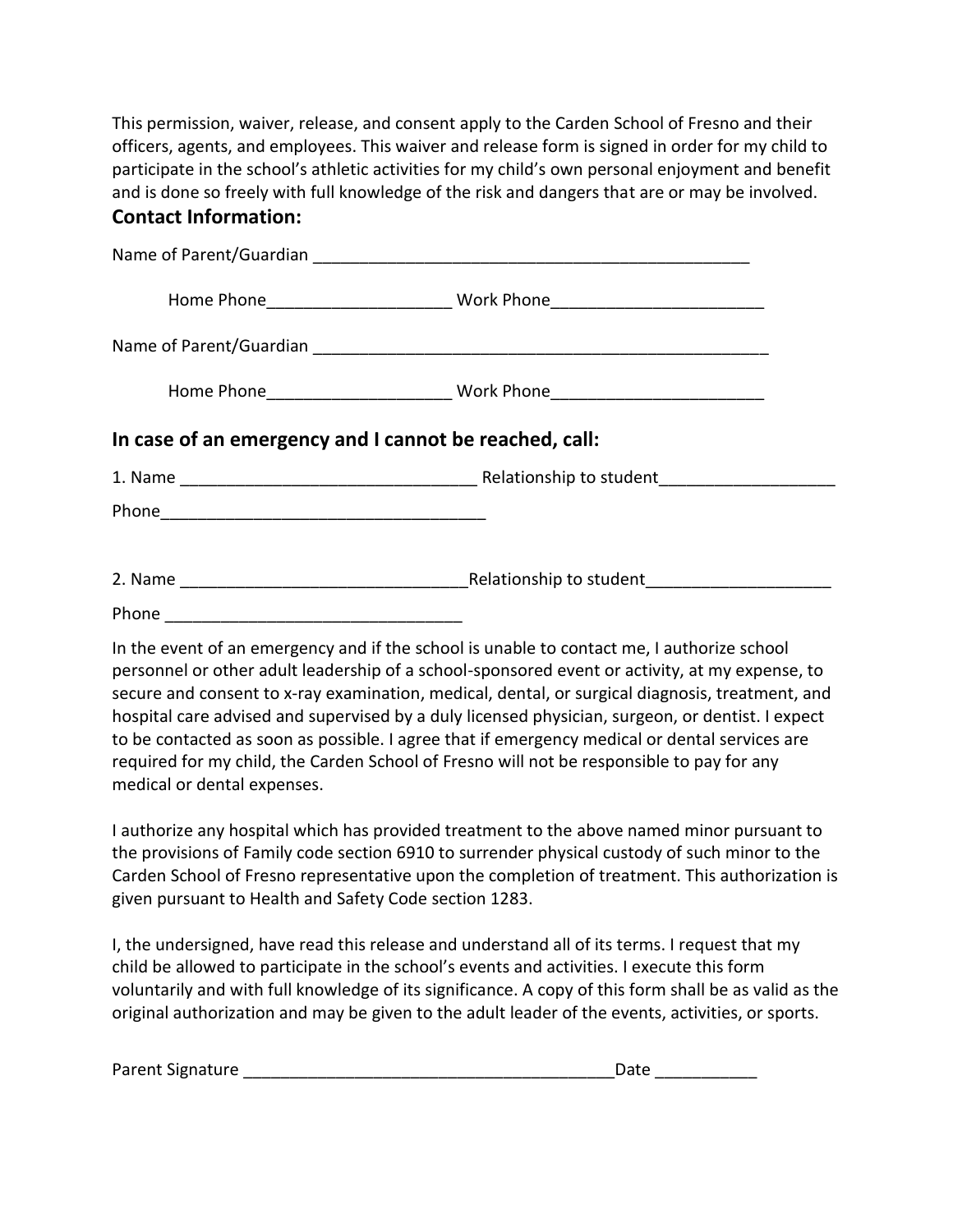This permission, waiver, release, and consent apply to the Carden School of Fresno and their officers, agents, and employees. This waiver and release form is signed in order for my child to participate in the school's athletic activities for my child's own personal enjoyment and benefit and is done so freely with full knowledge of the risk and dangers that are or may be involved.

### Contact Information:

Name of Parent/Guardian ________________________________________________

Home Phone___________________ Work Phone______________________

Name of Parent/Guardian __________________________________________________

Home Phone___________________ Work Phone______________________

### In case of an emergency and I cannot be reached, call:

1. Name _______________________________ Relationship to student__________________

Phone__________________________________

2. Name _______________________________Relationship to student___________________

Phone _______________________________

In the event of an emergency and if the school is unable to contact me, I authorize school personnel or other adult leadership of a school-sponsored event or activity, at my expense, to secure and consent to x-ray examination, medical, dental, or surgical diagnosis, treatment, and hospital care advised and supervised by a duly licensed physician, surgeon, or dentist. I expect to be contacted as soon as possible. I agree that if emergency medical or dental services are required for my child, the Carden School of Fresno will not be responsible to pay for any medical or dental expenses.

I authorize any hospital which has provided treatment to the above named minor pursuant to the provisions of Family code section 6910 to surrender physical custody of such minor to the Carden School of Fresno representative upon the completion of treatment. This authorization is given pursuant to Health and Safety Code section 1283.

I, the undersigned, have read this release and understand all of its terms. I request that my child be allowed to participate in the school's events and activities. I execute this form voluntarily and with full knowledge of its significance. A copy of this form shall be as valid as the original authorization and may be given to the adult leader of the events, activities, or sports.

Parent Signature ________________________________________Date ___________